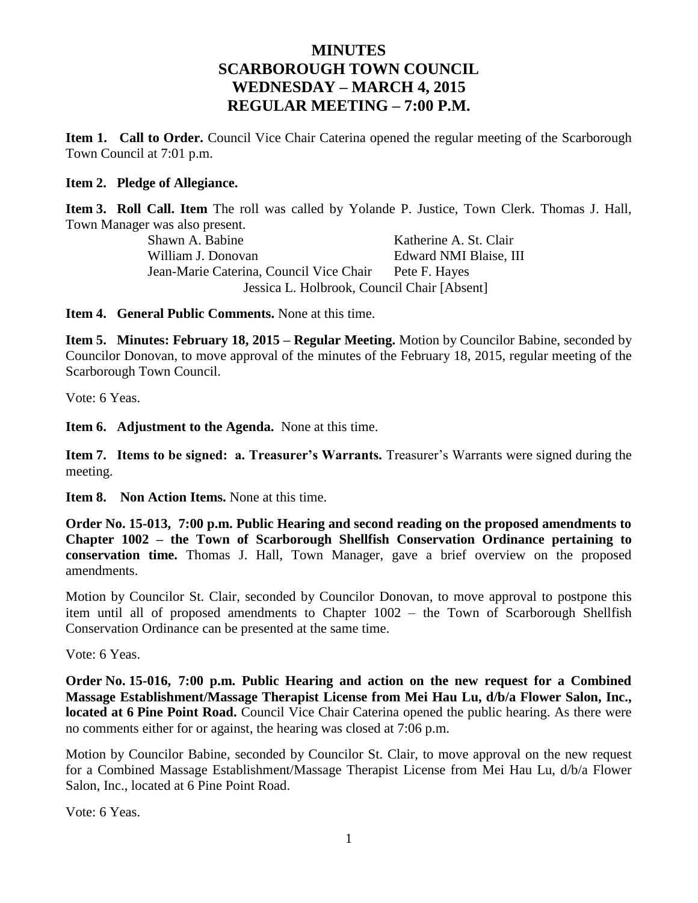# MINUTES
# SCARBOROUGH TOWN COUNCIL
# WEDNESDAY – MARCH 4, 2015
# REGULAR MEETING – 7:00 P.M.

**Item 1. Call to Order.** Council Vice Chair Caterina opened the regular meeting of the Scarborough Town Council at 7:01 p.m.

**Item 2. Pledge of Allegiance.**

**Item 3. Roll Call. Item** The roll was called by Yolande P. Justice, Town Clerk. Thomas J. Hall, Town Manager was also present.

| | |
|---|---|
| Shawn A. Babine | Katherine A. St. Clair |
| William J. Donovan | Edward NMI Blaise, III |
| Jean-Marie Caterina, Council Vice Chair | Pete F. Hayes |

Jessica L. Holbrook, Council Chair [Absent]

**Item 4. General Public Comments.** None at this time.

**Item 5. Minutes: February 18, 2015 – Regular Meeting.** Motion by Councilor Babine, seconded by Councilor Donovan, to move approval of the minutes of the February 18, 2015, regular meeting of the Scarborough Town Council.

Vote: 6 Yeas.

**Item 6. Adjustment to the Agenda.** None at this time.

**Item 7. Items to be signed: a. Treasurer's Warrants.** Treasurer's Warrants were signed during the meeting.

**Item 8. Non Action Items.** None at this time.

**Order No. 15-013, 7:00 p.m. Public Hearing and second reading on the proposed amendments to Chapter 1002 – the Town of Scarborough Shellfish Conservation Ordinance pertaining to conservation time.** Thomas J. Hall, Town Manager, gave a brief overview on the proposed amendments.

Motion by Councilor St. Clair, seconded by Councilor Donovan, to move approval to postpone this item until all of proposed amendments to Chapter 1002 – the Town of Scarborough Shellfish Conservation Ordinance can be presented at the same time.

Vote: 6 Yeas.

**Order No. 15-016, 7:00 p.m. Public Hearing and action on the new request for a Combined Massage Establishment/Massage Therapist License from Mei Hau Lu, d/b/a Flower Salon, Inc., located at 6 Pine Point Road.** Council Vice Chair Caterina opened the public hearing. As there were no comments either for or against, the hearing was closed at 7:06 p.m.

Motion by Councilor Babine, seconded by Councilor St. Clair, to move approval on the new request for a Combined Massage Establishment/Massage Therapist License from Mei Hau Lu, d/b/a Flower Salon, Inc., located at 6 Pine Point Road.

Vote: 6 Yeas.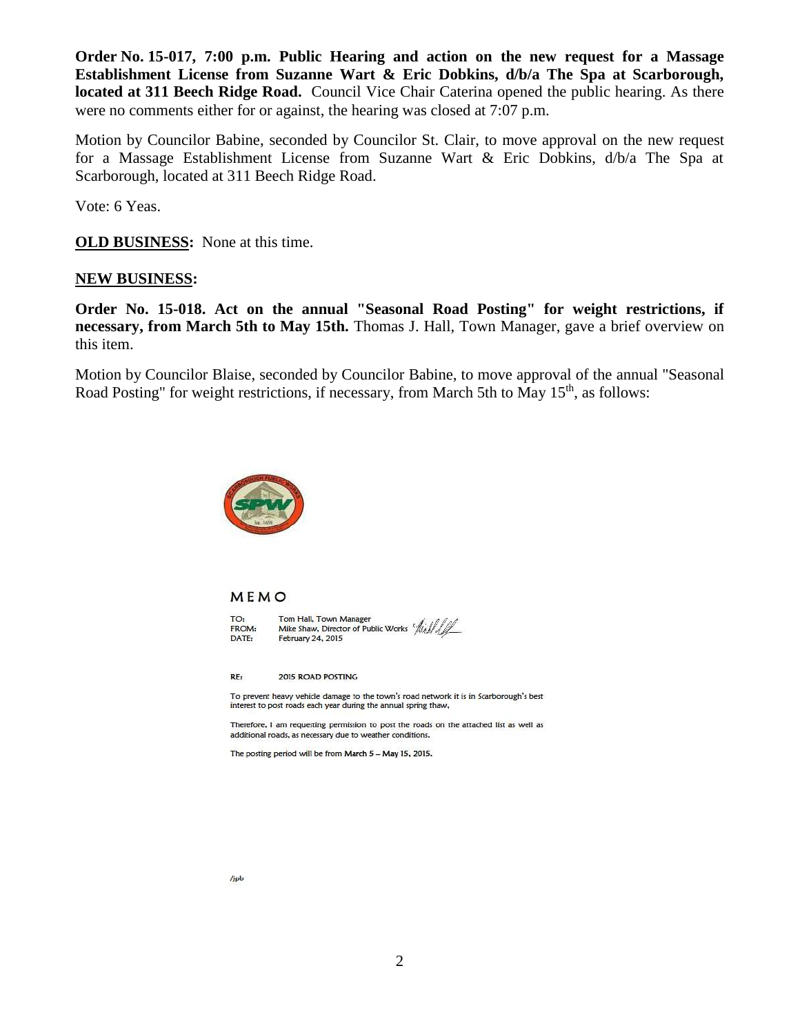**Order No. 15-017, 7:00 p.m. Public Hearing and action on the new request for a Massage Establishment License from Suzanne Wart & Eric Dobkins, d/b/a The Spa at Scarborough, located at 311 Beech Ridge Road.** Council Vice Chair Caterina opened the public hearing. As there were no comments either for or against, the hearing was closed at 7:07 p.m.

Motion by Councilor Babine, seconded by Councilor St. Clair, to move approval on the new request for a Massage Establishment License from Suzanne Wart & Eric Dobkins, d/b/a The Spa at Scarborough, located at 311 Beech Ridge Road.

Vote: 6 Yeas.

**OLD BUSINESS:** None at this time.

**NEW BUSINESS:**

**Order No. 15-018. Act on the annual "Seasonal Road Posting" for weight restrictions, if necessary, from March 5th to May 15th.** Thomas J. Hall, Town Manager, gave a brief overview on this item.

Motion by Councilor Blaise, seconded by Councilor Babine, to move approval of the annual "Seasonal Road Posting" for weight restrictions, if necessary, from March 5th to May 15th, as follows:

**MEMO**

TO: Tom Hall, Town Manager
FROM: Mike Shaw, Director of Public Works
DATE: February 24, 2015

RE: 2015 ROAD POSTING

To prevent heavy vehicle damage to the town's road network it is in Scarborough's best interest to post roads each year during the annual spring thaw,

Therefore, I am requesting permission to post the roads on the attached list as well as additional roads, as necessary due to weather conditions.

The posting period will be from **March 5 – May 15, 2015.**

/jpb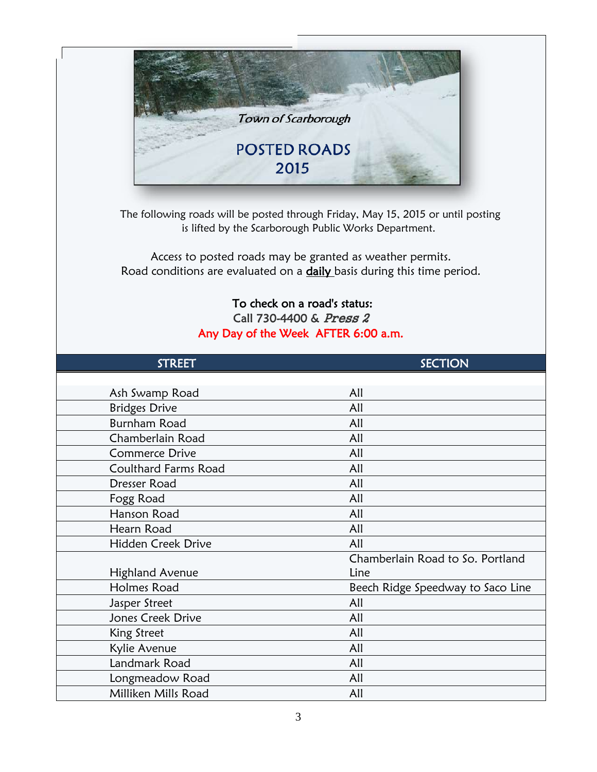*Town of Scarborough*

# POSTED ROADS 2015

The following roads will be posted through Friday, May 15, 2015 or until posting is lifted by the Scarborough Public Works Department.

Access to posted roads may be granted as weather permits.
Road conditions are evaluated on a **daily** basis during this time period.

**To check on a road's status:**
Call 730-4400 & *Press 2*
Any Day of the Week AFTER 6:00 a.m.

| STREET | SECTION |
|---|---|
| Ash Swamp Road | All |
| Bridges Drive | All |
| Burnham Road | All |
| Chamberlain Road | All |
| Commerce Drive | All |
| Coulthard Farms Road | All |
| Dresser Road | All |
| Fogg Road | All |
| Hanson Road | All |
| Hearn Road | All |
| Hidden Creek Drive | All |
| Highland Avenue | Chamberlain Road to So. Portland Line |
| Holmes Road | Beech Ridge Speedway to Saco Line |
| Jasper Street | All |
| Jones Creek Drive | All |
| King Street | All |
| Kylie Avenue | All |
| Landmark Road | All |
| Longmeadow Road | All |
| Milliken Mills Road | All |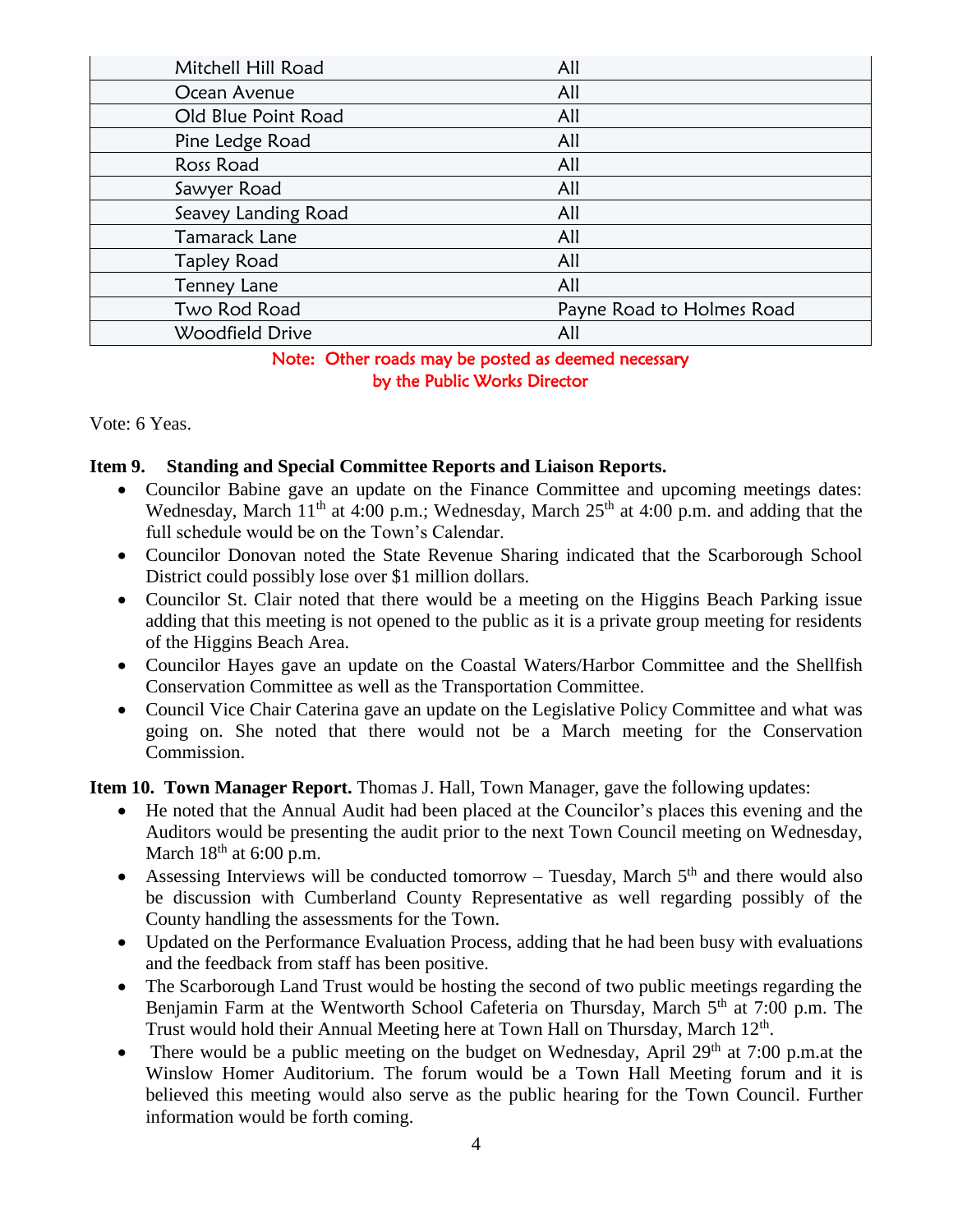| | |
|---|---|
| Mitchell Hill Road | All |
| Ocean Avenue | All |
| Old Blue Point Road | All |
| Pine Ledge Road | All |
| Ross Road | All |
| Sawyer Road | All |
| Seavey Landing Road | All |
| Tamarack Lane | All |
| Tapley Road | All |
| Tenney Lane | All |
| Two Rod Road | Payne Road to Holmes Road |
| Woodfield Drive | All |

Note: Other roads may be posted as deemed necessary by the Public Works Director

Vote: 6 Yeas.

**Item 9. Standing and Special Committee Reports and Liaison Reports.**

- Councilor Babine gave an update on the Finance Committee and upcoming meetings dates: Wednesday, March 11th at 4:00 p.m.; Wednesday, March 25th at 4:00 p.m. and adding that the full schedule would be on the Town's Calendar.
- Councilor Donovan noted the State Revenue Sharing indicated that the Scarborough School District could possibly lose over $1 million dollars.
- Councilor St. Clair noted that there would be a meeting on the Higgins Beach Parking issue adding that this meeting is not opened to the public as it is a private group meeting for residents of the Higgins Beach Area.
- Councilor Hayes gave an update on the Coastal Waters/Harbor Committee and the Shellfish Conservation Committee as well as the Transportation Committee.
- Council Vice Chair Caterina gave an update on the Legislative Policy Committee and what was going on. She noted that there would not be a March meeting for the Conservation Commission.

**Item 10. Town Manager Report.** Thomas J. Hall, Town Manager, gave the following updates:

- He noted that the Annual Audit had been placed at the Councilor's places this evening and the Auditors would be presenting the audit prior to the next Town Council meeting on Wednesday, March 18th at 6:00 p.m.
- Assessing Interviews will be conducted tomorrow – Tuesday, March 5th and there would also be discussion with Cumberland County Representative as well regarding possibly of the County handling the assessments for the Town.
- Updated on the Performance Evaluation Process, adding that he had been busy with evaluations and the feedback from staff has been positive.
- The Scarborough Land Trust would be hosting the second of two public meetings regarding the Benjamin Farm at the Wentworth School Cafeteria on Thursday, March 5th at 7:00 p.m. The Trust would hold their Annual Meeting here at Town Hall on Thursday, March 12th.
- There would be a public meeting on the budget on Wednesday, April 29th at 7:00 p.m.at the Winslow Homer Auditorium. The forum would be a Town Hall Meeting forum and it is believed this meeting would also serve as the public hearing for the Town Council. Further information would be forth coming.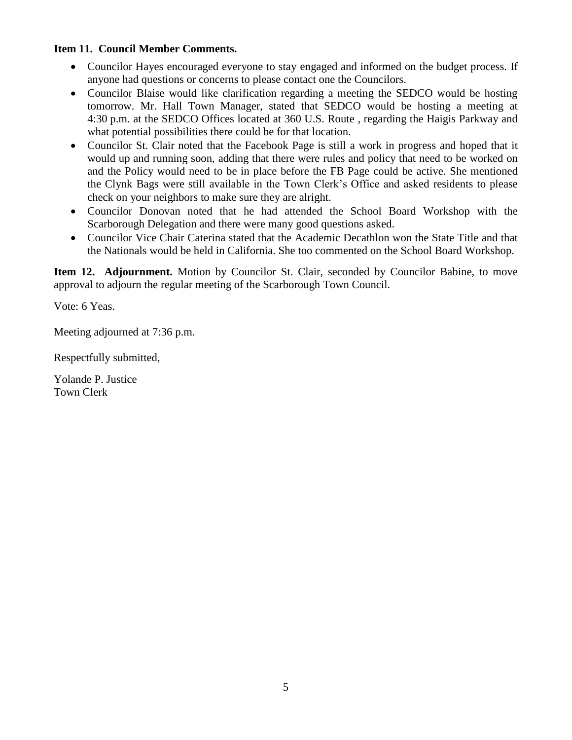**Item 11. Council Member Comments.**

- Councilor Hayes encouraged everyone to stay engaged and informed on the budget process. If anyone had questions or concerns to please contact one the Councilors.
- Councilor Blaise would like clarification regarding a meeting the SEDCO would be hosting tomorrow. Mr. Hall Town Manager, stated that SEDCO would be hosting a meeting at 4:30 p.m. at the SEDCO Offices located at 360 U.S. Route , regarding the Haigis Parkway and what potential possibilities there could be for that location.
- Councilor St. Clair noted that the Facebook Page is still a work in progress and hoped that it would up and running soon, adding that there were rules and policy that need to be worked on and the Policy would need to be in place before the FB Page could be active. She mentioned the Clynk Bags were still available in the Town Clerk's Office and asked residents to please check on your neighbors to make sure they are alright.
- Councilor Donovan noted that he had attended the School Board Workshop with the Scarborough Delegation and there were many good questions asked.
- Councilor Vice Chair Caterina stated that the Academic Decathlon won the State Title and that the Nationals would be held in California. She too commented on the School Board Workshop.

**Item 12. Adjournment.** Motion by Councilor St. Clair, seconded by Councilor Babine, to move approval to adjourn the regular meeting of the Scarborough Town Council.

Vote: 6 Yeas.

Meeting adjourned at 7:36 p.m.

Respectfully submitted,

Yolande P. Justice
Town Clerk